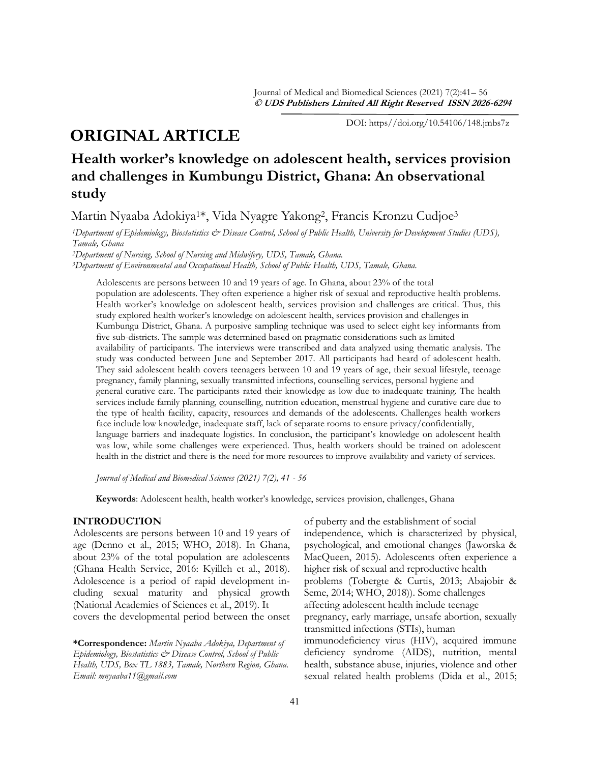DOI: https//doi.org/10.54106/148.jmbs7z

# ORIGINAL ARTICLE

## Health worker's knowledge on adolescent health, services provision and challenges in Kumbungu District, Ghana: An observational study

Martin Nyaaba Adokiya[1]*, Vida Nyagre Yakong[2], Francis Kronzu Cudjoe[3]

[1]*Department of Epidemiology, Biostatistics & Disease Control, School of Public Health, University for Development Studies (UDS), Tamale, Ghana*

[2]*Department of Nursing, School of Nursing and Midwifery, UDS, Tamale, Ghana.*

[3]*Department of Environmental and Occupational Health, School of Public Health, UDS, Tamale, Ghana.*

Adolescents are persons between 10 and 19 years of age. In Ghana, about 23% of the total population are adolescents. They often experience a higher risk of sexual and reproductive health problems. Health worker's knowledge on adolescent health, services provision and challenges are critical. Thus, this study explored health worker's knowledge on adolescent health, services provision and challenges in Kumbungu District, Ghana. A purposive sampling technique was used to select eight key informants from five sub-districts. The sample was determined based on pragmatic considerations such as limited availability of participants. The interviews were transcribed and data analyzed using thematic analysis. The study was conducted between June and September 2017. All participants had heard of adolescent health. They said adolescent health covers teenagers between 10 and 19 years of age, their sexual lifestyle, teenage pregnancy, family planning, sexually transmitted infections, counselling services, personal hygiene and general curative care. The participants rated their knowledge as low due to inadequate training. The health services include family planning, counselling, nutrition education, menstrual hygiene and curative care due to the type of health facility, capacity, resources and demands of the adolescents. Challenges health workers face include low knowledge, inadequate staff, lack of separate rooms to ensure privacy/confidentially, language barriers and inadequate logistics. In conclusion, the participant's knowledge on adolescent health was low, while some challenges were experienced. Thus, health workers should be trained on adolescent health in the district and there is the need for more resources to improve availability and variety of services.

*Journal of Medical and Biomedical Sciences (2021) 7(2), 41 - 56*

**Keywords**: Adolescent health, health worker's knowledge, services provision, challenges, Ghana

## INTRODUCTION

Adolescents are persons between 10 and 19 years of age (Denno et al., 2015; WHO, 2018). In Ghana, about 23% of the total population are adolescents (Ghana Health Service, 2016: Kyilleh et al., 2018). Adolescence is a period of rapid development including sexual maturity and physical growth (National Academies of Sciences et al., 2019). It covers the developmental period between the onset of puberty and the establishment of social independence, which is characterized by physical, psychological, and emotional changes (Jaworska & MacQueen, 2015). Adolescents often experience a higher risk of sexual and reproductive health problems (Tobergte & Curtis, 2013; Abajobir & Seme, 2014; WHO, 2018)). Some challenges affecting adolescent health include teenage pregnancy, early marriage, unsafe abortion, sexually transmitted infections (STIs), human immunodeficiency virus (HIV), acquired immune deficiency syndrome (AIDS), nutrition, mental health, substance abuse, injuries, violence and other sexual related health problems (Dida et al., 2015;

**\*Correspondence:** *Martin Nyaaba Adokiya, Department of Epidemiology, Biostatistics & Disease Control, School of Public Health, UDS, Box TL 1883, Tamale, Northern Region, Ghana. Email: mnyaaba11@gmail.com*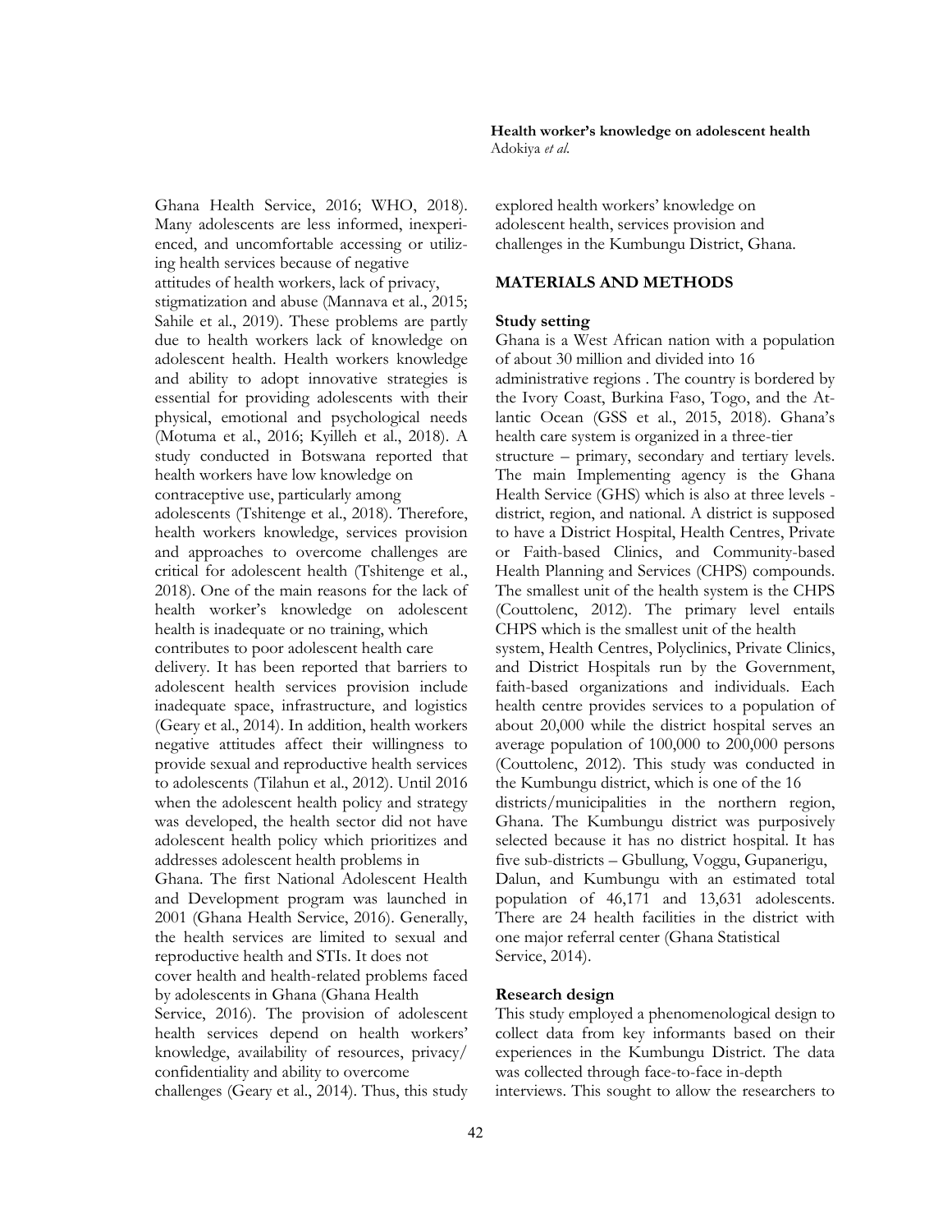Ghana Health Service, 2016; WHO, 2018). Many adolescents are less informed, inexperienced, and uncomfortable accessing or utilizing health services because of negative attitudes of health workers, lack of privacy, stigmatization and abuse (Mannava et al., 2015; Sahile et al., 2019). These problems are partly due to health workers lack of knowledge on adolescent health. Health workers knowledge and ability to adopt innovative strategies is essential for providing adolescents with their physical, emotional and psychological needs (Motuma et al., 2016; Kyilleh et al., 2018). A study conducted in Botswana reported that health workers have low knowledge on contraceptive use, particularly among adolescents (Tshitenge et al., 2018). Therefore, health workers knowledge, services provision and approaches to overcome challenges are critical for adolescent health (Tshitenge et al., 2018). One of the main reasons for the lack of health worker's knowledge on adolescent health is inadequate or no training, which contributes to poor adolescent health care delivery. It has been reported that barriers to adolescent health services provision include inadequate space, infrastructure, and logistics (Geary et al., 2014). In addition, health workers negative attitudes affect their willingness to provide sexual and reproductive health services to adolescents (Tilahun et al., 2012). Until 2016 when the adolescent health policy and strategy was developed, the health sector did not have adolescent health policy which prioritizes and addresses adolescent health problems in Ghana. The first National Adolescent Health and Development program was launched in 2001 (Ghana Health Service, 2016). Generally, the health services are limited to sexual and reproductive health and STIs. It does not cover health and health-related problems faced by adolescents in Ghana (Ghana Health Service, 2016). The provision of adolescent health services depend on health workers' knowledge, availability of resources, privacy/confidentiality and ability to overcome challenges (Geary et al., 2014). Thus, this study explored health workers' knowledge on adolescent health, services provision and challenges in the Kumbungu District, Ghana.

## MATERIALS AND METHODS

### Study setting

Ghana is a West African nation with a population of about 30 million and divided into 16 administrative regions . The country is bordered by the Ivory Coast, Burkina Faso, Togo, and the Atlantic Ocean (GSS et al., 2015, 2018). Ghana's health care system is organized in a three-tier structure – primary, secondary and tertiary levels. The main Implementing agency is the Ghana Health Service (GHS) which is also at three levels - district, region, and national. A district is supposed to have a District Hospital, Health Centres, Private or Faith-based Clinics, and Community-based Health Planning and Services (CHPS) compounds. The smallest unit of the health system is the CHPS (Couttolenc, 2012). The primary level entails CHPS which is the smallest unit of the health system, Health Centres, Polyclinics, Private Clinics, and District Hospitals run by the Government, faith-based organizations and individuals. Each health centre provides services to a population of about 20,000 while the district hospital serves an average population of 100,000 to 200,000 persons (Couttolenc, 2012). This study was conducted in the Kumbungu district, which is one of the 16 districts/municipalities in the northern region, Ghana. The Kumbungu district was purposively selected because it has no district hospital. It has five sub-districts – Gbullung, Voggu, Gupanerigu, Dalun, and Kumbungu with an estimated total population of 46,171 and 13,631 adolescents. There are 24 health facilities in the district with one major referral center (Ghana Statistical Service, 2014).

### Research design

This study employed a phenomenological design to collect data from key informants based on their experiences in the Kumbungu District. The data was collected through face-to-face in-depth interviews. This sought to allow the researchers to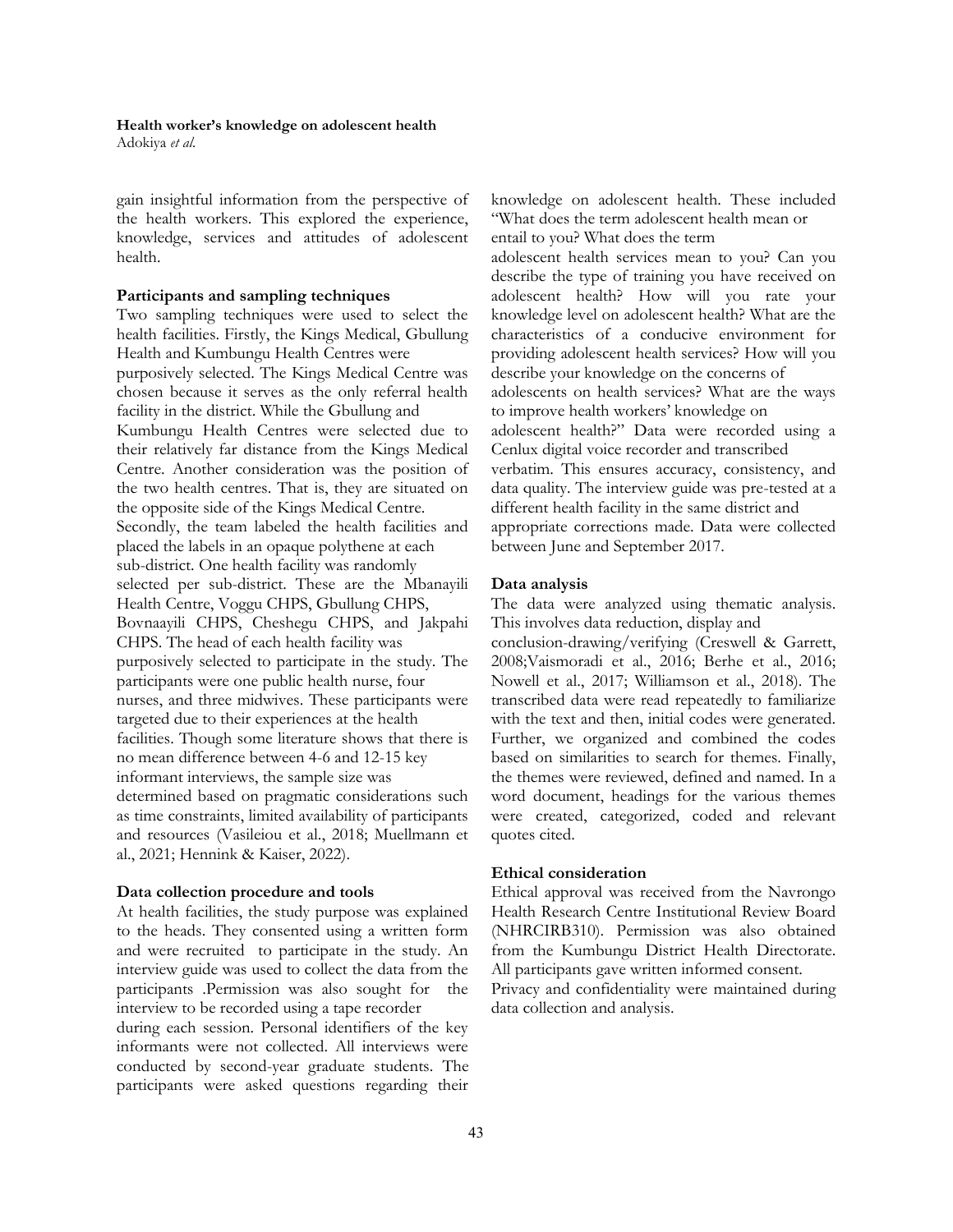gain insightful information from the perspective of the health workers. This explored the experience, knowledge, services and attitudes of adolescent health.

### Participants and sampling techniques

Two sampling techniques were used to select the health facilities. Firstly, the Kings Medical, Gbullung Health and Kumbungu Health Centres were purposively selected. The Kings Medical Centre was chosen because it serves as the only referral health facility in the district. While the Gbullung and Kumbungu Health Centres were selected due to their relatively far distance from the Kings Medical Centre. Another consideration was the position of the two health centres. That is, they are situated on the opposite side of the Kings Medical Centre. Secondly, the team labeled the health facilities and placed the labels in an opaque polythene at each sub-district. One health facility was randomly selected per sub-district. These are the Mbanayili Health Centre, Voggu CHPS, Gbullung CHPS, Bovnaayili CHPS, Cheshegu CHPS, and Jakpahi CHPS. The head of each health facility was purposively selected to participate in the study. The participants were one public health nurse, four nurses, and three midwives. These participants were targeted due to their experiences at the health facilities. Though some literature shows that there is no mean difference between 4-6 and 12-15 key informant interviews, the sample size was determined based on pragmatic considerations such as time constraints, limited availability of participants and resources (Vasileiou et al., 2018; Muellmann et al., 2021; Hennink & Kaiser, 2022).

### Data collection procedure and tools

At health facilities, the study purpose was explained to the heads. They consented using a written form and were recruited to participate in the study. An interview guide was used to collect the data from the participants .Permission was also sought for the interview to be recorded using a tape recorder during each session. Personal identifiers of the key informants were not collected. All interviews were conducted by second-year graduate students. The participants were asked questions regarding their knowledge on adolescent health. These included "What does the term adolescent health mean or entail to you? What does the term adolescent health services mean to you? Can you describe the type of training you have received on adolescent health? How will you rate your knowledge level on adolescent health? What are the characteristics of a conducive environment for providing adolescent health services? How will you describe your knowledge on the concerns of adolescents on health services? What are the ways to improve health workers' knowledge on adolescent health?" Data were recorded using a Cenlux digital voice recorder and transcribed verbatim. This ensures accuracy, consistency, and data quality. The interview guide was pre-tested at a different health facility in the same district and appropriate corrections made. Data were collected between June and September 2017.

### Data analysis

The data were analyzed using thematic analysis. This involves data reduction, display and conclusion-drawing/verifying (Creswell & Garrett, 2008;Vaismoradi et al., 2016; Berhe et al., 2016; Nowell et al., 2017; Williamson et al., 2018). The transcribed data were read repeatedly to familiarize with the text and then, initial codes were generated. Further, we organized and combined the codes based on similarities to search for themes. Finally, the themes were reviewed, defined and named. In a word document, headings for the various themes were created, categorized, coded and relevant quotes cited.

### Ethical consideration

Ethical approval was received from the Navrongo Health Research Centre Institutional Review Board (NHRCIRB310). Permission was also obtained from the Kumbungu District Health Directorate. All participants gave written informed consent. Privacy and confidentiality were maintained during data collection and analysis.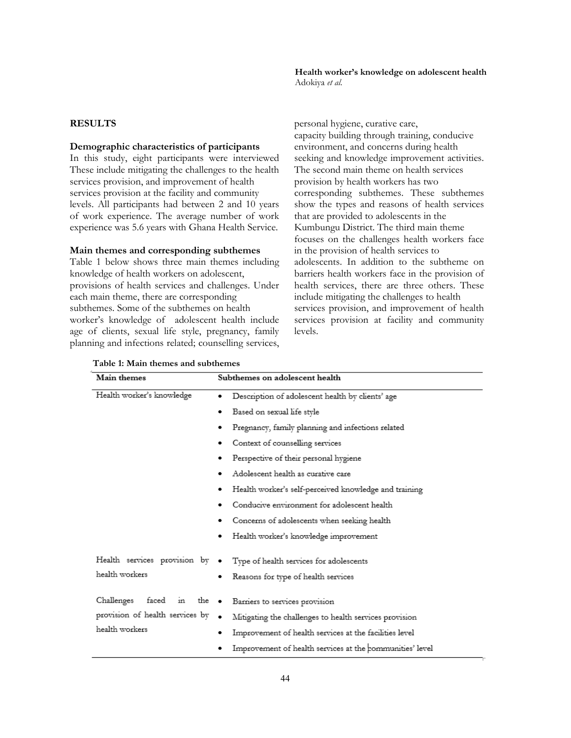## RESULTS

### Demographic characteristics of participants

In this study, eight participants were interviewed These include mitigating the challenges to the health services provision, and improvement of health services provision at the facility and community levels. All participants had between 2 and 10 years of work experience. The average number of work experience was 5.6 years with Ghana Health Service.

### Main themes and corresponding subthemes

Table 1 below shows three main themes including knowledge of health workers on adolescent, provisions of health services and challenges. Under each main theme, there are corresponding subthemes. Some of the subthemes on health worker's knowledge of adolescent health include age of clients, sexual life style, pregnancy, family planning and infections related; counselling services, personal hygiene, curative care, capacity building through training, conducive environment, and concerns during health seeking and knowledge improvement activities. The second main theme on health services provision by health workers has two corresponding subthemes. These subthemes show the types and reasons of health services that are provided to adolescents in the Kumbungu District. The third main theme focuses on the challenges health workers face in the provision of health services to adolescents. In addition to the subtheme on barriers health workers face in the provision of health services, there are three others. These include mitigating the challenges to health services provision, and improvement of health services provision at facility and community levels.

**Table 1: Main themes and subthemes**

| Main themes | Subthemes on adolescent health |
|---|---|
| Health worker's knowledge | • Description of adolescent health by clients' age |
| | • Based on sexual life style |
| | • Pregnancy, family planning and infections related |
| | • Context of counselling services |
| | • Perspective of their personal hygiene |
| | • Adolescent health as curative care |
| | • Health worker's self-perceived knowledge and training |
| | • Conducive environment for adolescent health |
| | • Concerns of adolescents when seeking health |
| | • Health worker's knowledge improvement |
| Health services provision by health workers | • Type of health services for adolescents |
| | • Reasons for type of health services |
| Challenges faced in the provision of health services by health workers | • Barriers to services provision |
| | • Mitigating the challenges to health services provision |
| | • Improvement of health services at the facilities level |
| | • Improvement of health services at the communities' level |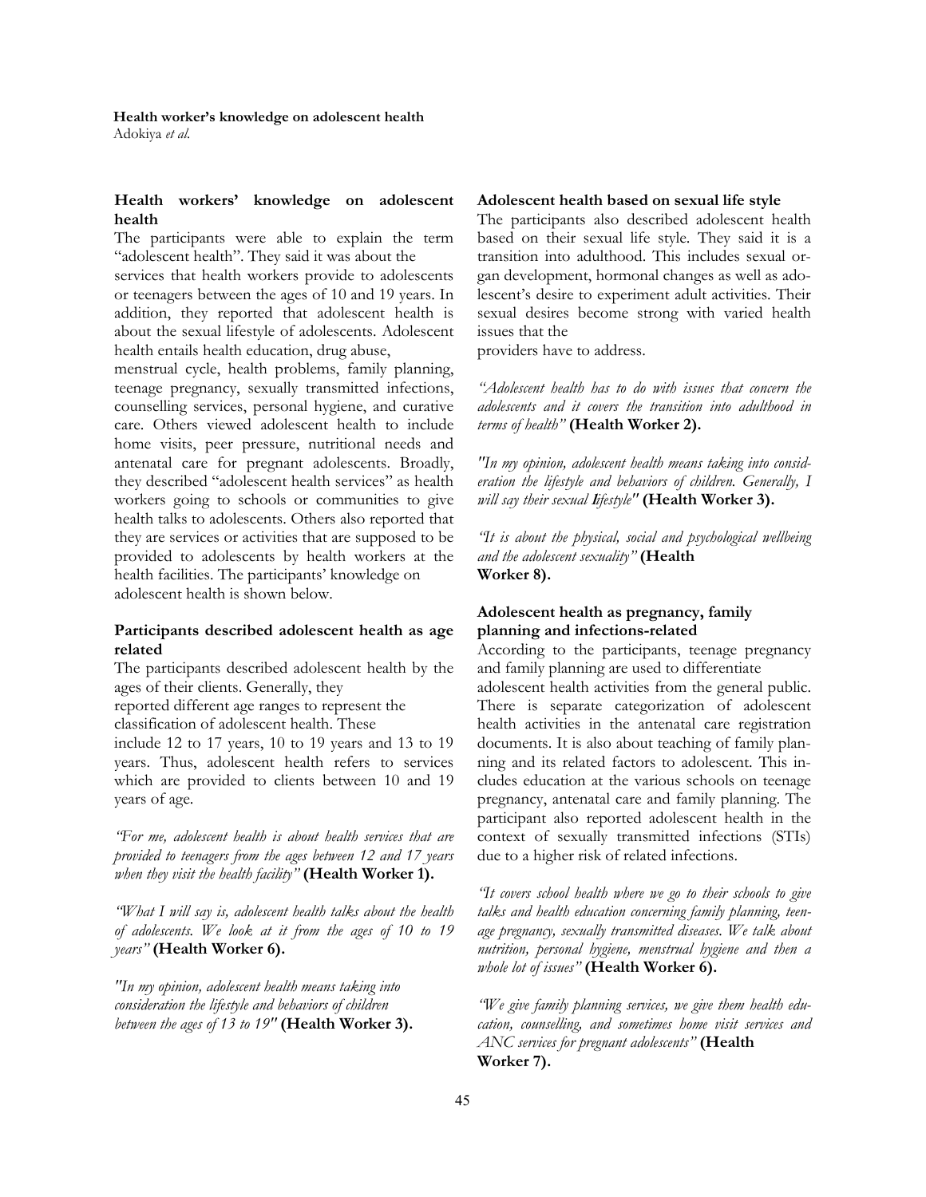## Health workers' knowledge on adolescent health

The participants were able to explain the term "adolescent health". They said it was about the services that health workers provide to adolescents or teenagers between the ages of 10 and 19 years. In addition, they reported that adolescent health is about the sexual lifestyle of adolescents. Adolescent health entails health education, drug abuse, menstrual cycle, health problems, family planning, teenage pregnancy, sexually transmitted infections, counselling services, personal hygiene, and curative care. Others viewed adolescent health to include home visits, peer pressure, nutritional needs and antenatal care for pregnant adolescents. Broadly, they described "adolescent health services" as health workers going to schools or communities to give health talks to adolescents. Others also reported that they are services or activities that are supposed to be provided to adolescents by health workers at the health facilities. The participants' knowledge on adolescent health is shown below.

### Participants described adolescent health as age related

The participants described adolescent health by the ages of their clients. Generally, they reported different age ranges to represent the classification of adolescent health. These include 12 to 17 years, 10 to 19 years and 13 to 19 years. Thus, adolescent health refers to services which are provided to clients between 10 and 19 years of age.

*"For me, adolescent health is about health services that are provided to teenagers from the ages between 12 and 17 years when they visit the health facility"* **(Health Worker 1).**

*"What I will say is, adolescent health talks about the health of adolescents. We look at it from the ages of 10 to 19 years"* **(Health Worker 6).**

*"In my opinion, adolescent health means taking into consideration the lifestyle and behaviors of children between the ages of 13 to 19"* **(Health Worker 3).**

### Adolescent health based on sexual life style

The participants also described adolescent health based on their sexual life style. They said it is a transition into adulthood. This includes sexual organ development, hormonal changes as well as adolescent's desire to experiment adult activities. Their sexual desires become strong with varied health issues that the providers have to address.

*"Adolescent health has to do with issues that concern the adolescents and it covers the transition into adulthood in terms of health"* **(Health Worker 2).**

*"In my opinion, adolescent health means taking into consideration the lifestyle and behaviors of children. Generally, I will say their sexual lifestyle"* **(Health Worker 3).**

*"It is about the physical, social and psychological wellbeing and the adolescent sexuality"* **(Health Worker 8).**

### Adolescent health as pregnancy, family planning and infections-related

According to the participants, teenage pregnancy and family planning are used to differentiate adolescent health activities from the general public. There is separate categorization of adolescent health activities in the antenatal care registration documents. It is also about teaching of family planning and its related factors to adolescent. This includes education at the various schools on teenage pregnancy, antenatal care and family planning. The participant also reported adolescent health in the context of sexually transmitted infections (STIs) due to a higher risk of related infections.

*"It covers school health where we go to their schools to give talks and health education concerning family planning, teenage pregnancy, sexually transmitted diseases. We talk about nutrition, personal hygiene, menstrual hygiene and then a whole lot of issues"* **(Health Worker 6).**

*"We give family planning services, we give them health education, counselling, and sometimes home visit services and ANC services for pregnant adolescents"* **(Health Worker 7).**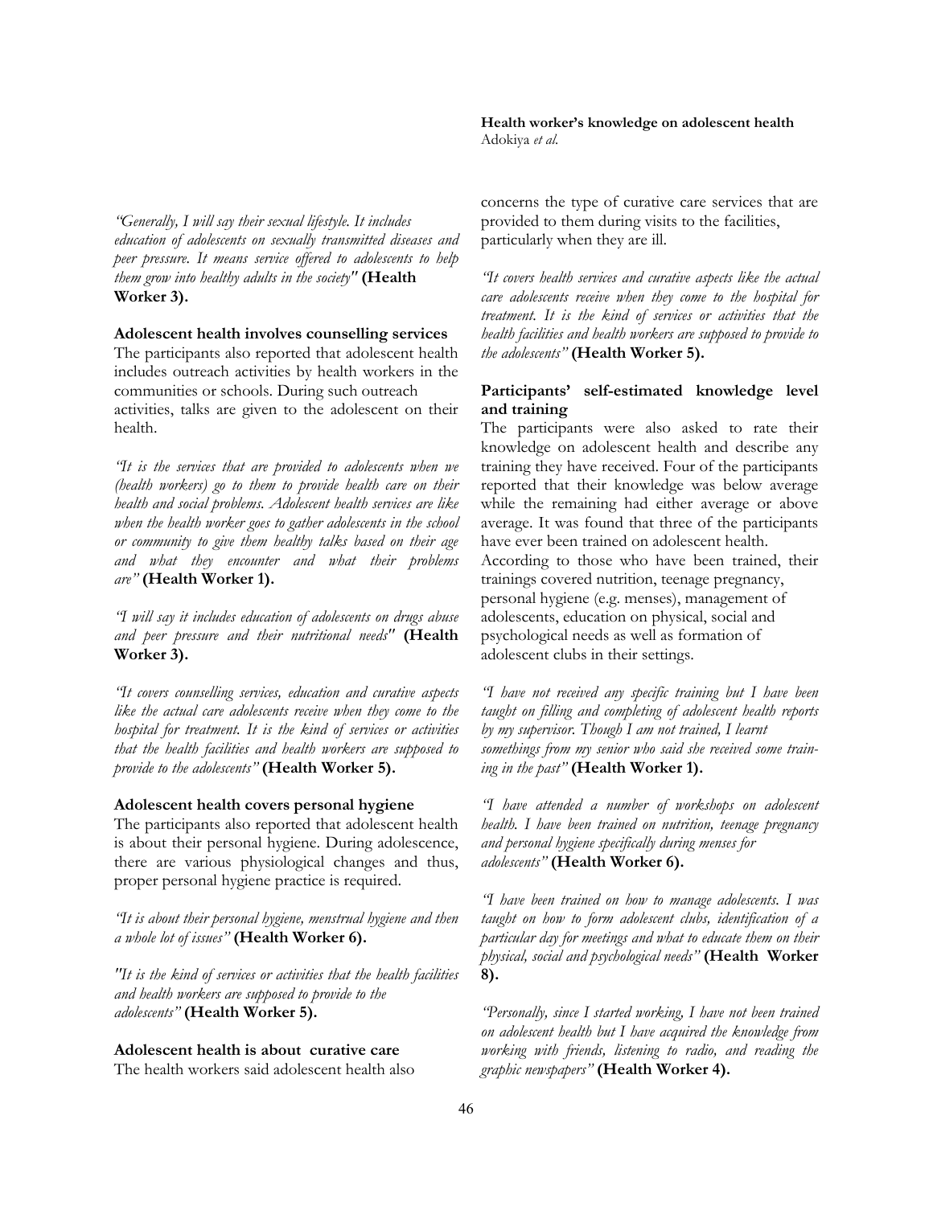*"Generally, I will say their sexual lifestyle. It includes education of adolescents on sexually transmitted diseases and peer pressure. It means service offered to adolescents to help them grow into healthy adults in the society"* **(Health Worker 3).**

**Adolescent health involves counselling services**

The participants also reported that adolescent health includes outreach activities by health workers in the communities or schools. During such outreach activities, talks are given to the adolescent on their health.

*"It is the services that are provided to adolescents when we (health workers) go to them to provide health care on their health and social problems. Adolescent health services are like when the health worker goes to gather adolescents in the school or community to give them healthy talks based on their age and what they encounter and what their problems are"* **(Health Worker 1).**

*"I will say it includes education of adolescents on drugs abuse and peer pressure and their nutritional needs"* **(Health Worker 3).**

*"It covers counselling services, education and curative aspects like the actual care adolescents receive when they come to the hospital for treatment. It is the kind of services or activities that the health facilities and health workers are supposed to provide to the adolescents"* **(Health Worker 5).**

**Adolescent health covers personal hygiene**

The participants also reported that adolescent health is about their personal hygiene. During adolescence, there are various physiological changes and thus, proper personal hygiene practice is required.

*"It is about their personal hygiene, menstrual hygiene and then a whole lot of issues"* **(Health Worker 6).**

*"It is the kind of services or activities that the health facilities and health workers are supposed to provide to the adolescents"* **(Health Worker 5).**

**Adolescent health is about curative care**

The health workers said adolescent health also concerns the type of curative care services that are provided to them during visits to the facilities, particularly when they are ill.

*"It covers health services and curative aspects like the actual care adolescents receive when they come to the hospital for treatment. It is the kind of services or activities that the health facilities and health workers are supposed to provide to the adolescents"* **(Health Worker 5).**

**Participants' self-estimated knowledge level and training**

The participants were also asked to rate their knowledge on adolescent health and describe any training they have received. Four of the participants reported that their knowledge was below average while the remaining had either average or above average. It was found that three of the participants have ever been trained on adolescent health. According to those who have been trained, their trainings covered nutrition, teenage pregnancy, personal hygiene (e.g. menses), management of adolescents, education on physical, social and psychological needs as well as formation of adolescent clubs in their settings.

*"I have not received any specific training but I have been taught on filling and completing of adolescent health reports by my supervisor. Though I am not trained, I learnt somethings from my senior who said she received some training in the past"* **(Health Worker 1).**

*"I have attended a number of workshops on adolescent health. I have been trained on nutrition, teenage pregnancy and personal hygiene specifically during menses for adolescents"* **(Health Worker 6).**

*"I have been trained on how to manage adolescents. I was taught on how to form adolescent clubs, identification of a particular day for meetings and what to educate them on their physical, social and psychological needs"* **(Health Worker 8).**

*"Personally, since I started working, I have not been trained on adolescent health but I have acquired the knowledge from working with friends, listening to radio, and reading the graphic newspapers"* **(Health Worker 4).**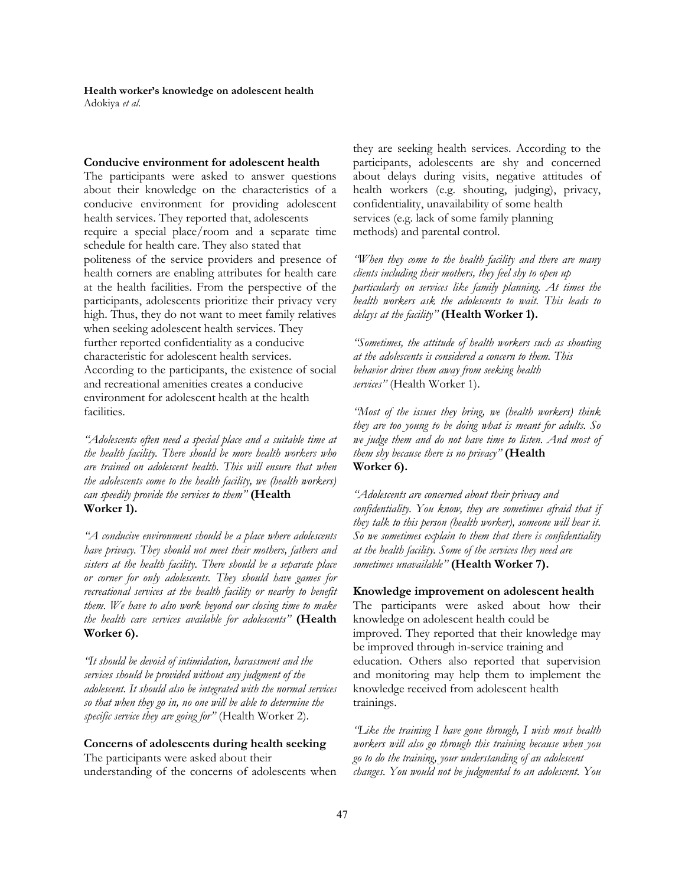### Conducive environment for adolescent health

The participants were asked to answer questions about their knowledge on the characteristics of a conducive environment for providing adolescent health services. They reported that, adolescents require a special place/room and a separate time schedule for health care. They also stated that politeness of the service providers and presence of health corners are enabling attributes for health care at the health facilities. From the perspective of the participants, adolescents prioritize their privacy very high. Thus, they do not want to meet family relatives when seeking adolescent health services. They further reported confidentiality as a conducive characteristic for adolescent health services. According to the participants, the existence of social and recreational amenities creates a conducive environment for adolescent health at the health facilities.

*"Adolescents often need a special place and a suitable time at the health facility. There should be more health workers who are trained on adolescent health. This will ensure that when the adolescents come to the health facility, we (health workers) can speedily provide the services to them"* **(Health Worker 1).**

*"A conducive environment should be a place where adolescents have privacy. They should not meet their mothers, fathers and sisters at the health facility. There should be a separate place or corner for only adolescents. They should have games for recreational services at the health facility or nearby to benefit them. We have to also work beyond our closing time to make the health care services available for adolescents"* **(Health Worker 6).**

*"It should be devoid of intimidation, harassment and the services should be provided without any judgment of the adolescent. It should also be integrated with the normal services so that when they go in, no one will be able to determine the specific service they are going for"* (Health Worker 2).

### Concerns of adolescents during health seeking

The participants were asked about their understanding of the concerns of adolescents when they are seeking health services. According to the participants, adolescents are shy and concerned about delays during visits, negative attitudes of health workers (e.g. shouting, judging), privacy, confidentiality, unavailability of some health services (e.g. lack of some family planning methods) and parental control.

*"When they come to the health facility and there are many clients including their mothers, they feel shy to open up particularly on services like family planning. At times the health workers ask the adolescents to wait. This leads to delays at the facility"* **(Health Worker 1).**

*"Sometimes, the attitude of health workers such as shouting at the adolescents is considered a concern to them. This behavior drives them away from seeking health services"* (Health Worker 1).

*"Most of the issues they bring, we (health workers) think they are too young to be doing what is meant for adults. So we judge them and do not have time to listen. And most of them shy because there is no privacy"* **(Health Worker 6).**

*"Adolescents are concerned about their privacy and confidentiality. You know, they are sometimes afraid that if they talk to this person (health worker), someone will hear it. So we sometimes explain to them that there is confidentiality at the health facility. Some of the services they need are sometimes unavailable"* **(Health Worker 7).**

### Knowledge improvement on adolescent health

The participants were asked about how their knowledge on adolescent health could be improved. They reported that their knowledge may be improved through in-service training and education. Others also reported that supervision and monitoring may help them to implement the knowledge received from adolescent health trainings.

*"Like the training I have gone through, I wish most health workers will also go through this training because when you go to do the training, your understanding of an adolescent changes. You would not be judgmental to an adolescent. You*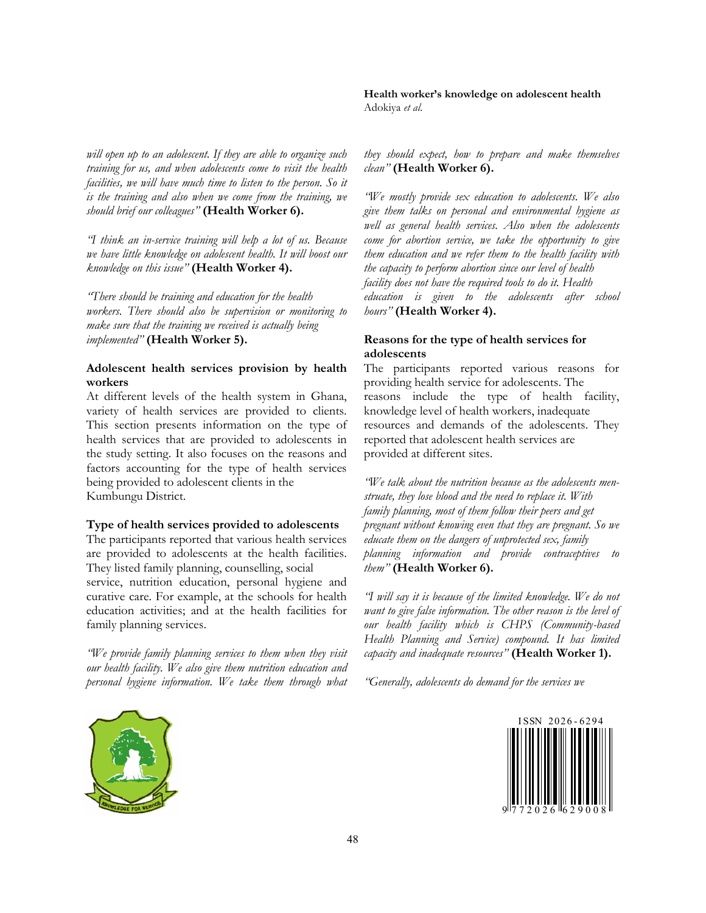*will open up to an adolescent. If they are able to organize such training for us, and when adolescents come to visit the health facilities, we will have much time to listen to the person. So it is the training and also when we come from the training, we should brief our colleagues"* **(Health Worker 6).**

*"I think an in-service training will help a lot of us. Because we have little knowledge on adolescent health. It will boost our knowledge on this issue"* **(Health Worker 4).**

*"There should be training and education for the health workers. There should also be supervision or monitoring to make sure that the training we received is actually being implemented"* **(Health Worker 5).**

### Adolescent health services provision by health workers

At different levels of the health system in Ghana, variety of health services are provided to clients. This section presents information on the type of health services that are provided to adolescents in the study setting. It also focuses on the reasons and factors accounting for the type of health services being provided to adolescent clients in the Kumbungu District.

### Type of health services provided to adolescents

The participants reported that various health services are provided to adolescents at the health facilities. They listed family planning, counselling, social service, nutrition education, personal hygiene and curative care. For example, at the schools for health education activities; and at the health facilities for family planning services.

*"We provide family planning services to them when they visit our health facility. We also give them nutrition education and personal hygiene information. We take them through what they should expect, how to prepare and make themselves clean"* **(Health Worker 6).**

*"We mostly provide sex education to adolescents. We also give them talks on personal and environmental hygiene as well as general health services. Also when the adolescents come for abortion service, we take the opportunity to give them education and we refer them to the health facility with the capacity to perform abortion since our level of health facility does not have the required tools to do it. Health education is given to the adolescents after school hours"* **(Health Worker 4).**

### Reasons for the type of health services for adolescents

The participants reported various reasons for providing health service for adolescents. The reasons include the type of health facility, knowledge level of health workers, inadequate resources and demands of the adolescents. They reported that adolescent health services are provided at different sites.

*"We talk about the nutrition because as the adolescents menstruate, they lose blood and the need to replace it. With family planning, most of them follow their peers and get pregnant without knowing even that they are pregnant. So we educate them on the dangers of unprotected sex, family planning information and provide contraceptives to them"* **(Health Worker 6).**

*"I will say it is because of the limited knowledge. We do not want to give false information. The other reason is the level of our health facility which is CHPS (Community-based Health Planning and Service) compound. It has limited capacity and inadequate resources"* **(Health Worker 1).**

*"Generally, adolescents do demand for the services we*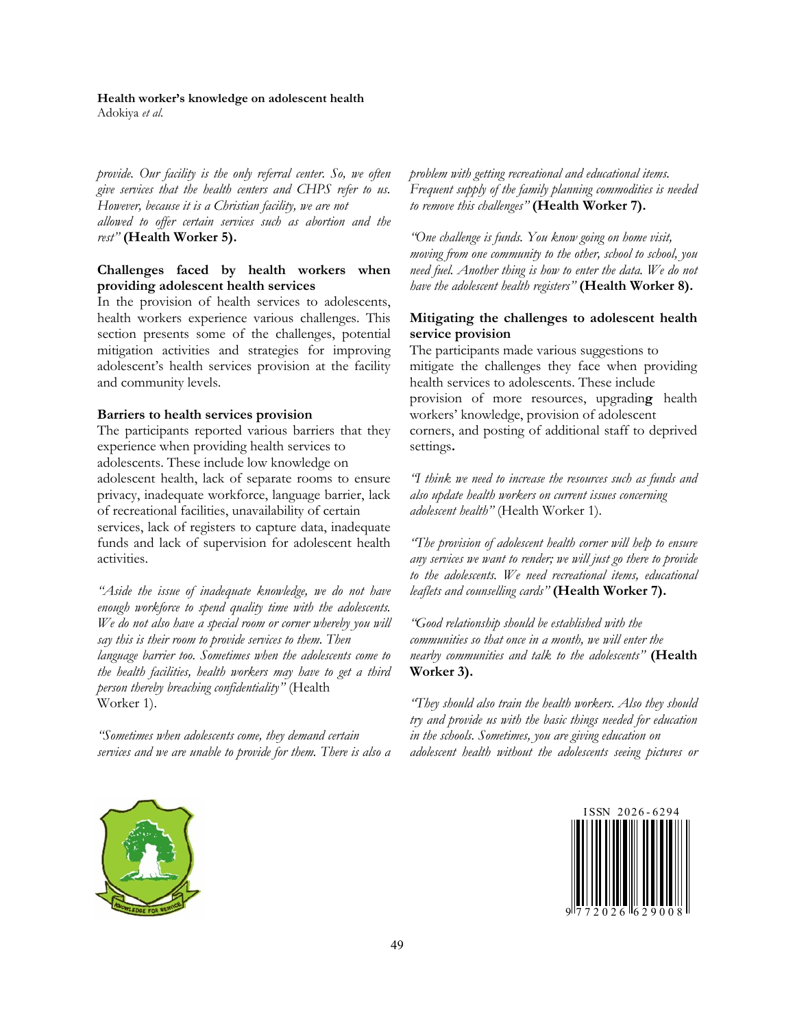*provide. Our facility is the only referral center. So, we often give services that the health centers and CHPS refer to us. However, because it is a Christian facility, we are not allowed to offer certain services such as abortion and the rest"* **(Health Worker 5).**

### Challenges faced by health workers when providing adolescent health services

In the provision of health services to adolescents, health workers experience various challenges. This section presents some of the challenges, potential mitigation activities and strategies for improving adolescent's health services provision at the facility and community levels.

#### Barriers to health services provision

The participants reported various barriers that they experience when providing health services to adolescents. These include low knowledge on adolescent health, lack of separate rooms to ensure privacy, inadequate workforce, language barrier, lack of recreational facilities, unavailability of certain services, lack of registers to capture data, inadequate funds and lack of supervision for adolescent health activities.

*"Aside the issue of inadequate knowledge, we do not have enough workforce to spend quality time with the adolescents. We do not also have a special room or corner whereby you will say this is their room to provide services to them. Then language barrier too. Sometimes when the adolescents come to the health facilities, health workers may have to get a third person thereby breaching confidentiality"* (Health Worker 1).

*"Sometimes when adolescents come, they demand certain services and we are unable to provide for them. There is also a problem with getting recreational and educational items. Frequent supply of the family planning commodities is needed to remove this challenges"* **(Health Worker 7).**

*"One challenge is funds. You know going on home visit, moving from one community to the other, school to school, you need fuel. Another thing is how to enter the data. We do not have the adolescent health registers"* **(Health Worker 8).**

#### Mitigating the challenges to adolescent health service provision

The participants made various suggestions to mitigate the challenges they face when providing health services to adolescents. These include provision of more resources, upgrading health workers' knowledge, provision of adolescent corners, and posting of additional staff to deprived settings.

*"I think we need to increase the resources such as funds and also update health workers on current issues concerning adolescent health"* (Health Worker 1).

*"The provision of adolescent health corner will help to ensure any services we want to render; we will just go there to provide to the adolescents. We need recreational items, educational leaflets and counselling cards"* **(Health Worker 7).**

*"Good relationship should be established with the communities so that once in a month, we will enter the nearby communities and talk to the adolescents"* **(Health Worker 3).**

*"They should also train the health workers. Also they should try and provide us with the basic things needed for education in the schools. Sometimes, you are giving education on adolescent health without the adolescents seeing pictures or*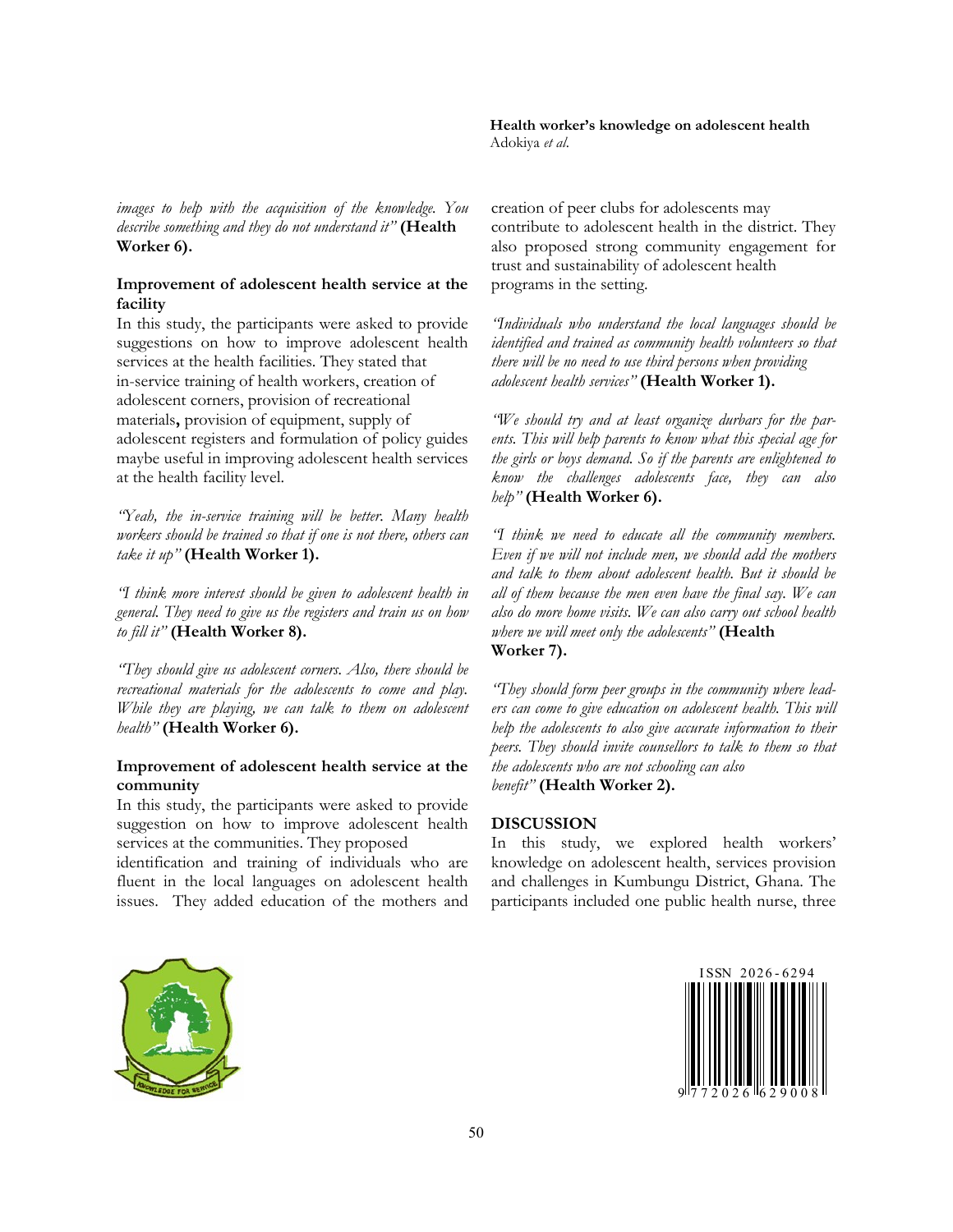*images to help with the acquisition of the knowledge. You describe something and they do not understand it"* **(Health Worker 6).**

**Improvement of adolescent health service at the facility**

In this study, the participants were asked to provide suggestions on how to improve adolescent health services at the health facilities. They stated that in-service training of health workers, creation of adolescent corners, provision of recreational materials**,** provision of equipment, supply of adolescent registers and formulation of policy guides maybe useful in improving adolescent health services at the health facility level.

*"Yeah, the in-service training will be better. Many health workers should be trained so that if one is not there, others can take it up"* **(Health Worker 1).**

*"I think more interest should be given to adolescent health in general. They need to give us the registers and train us on how to fill it"* **(Health Worker 8).**

*"They should give us adolescent corners. Also, there should be recreational materials for the adolescents to come and play. While they are playing, we can talk to them on adolescent health"* **(Health Worker 6).**

**Improvement of adolescent health service at the community**

In this study, the participants were asked to provide suggestion on how to improve adolescent health services at the communities. They proposed identification and training of individuals who are fluent in the local languages on adolescent health issues. They added education of the mothers and creation of peer clubs for adolescents may contribute to adolescent health in the district. They also proposed strong community engagement for trust and sustainability of adolescent health programs in the setting.

*"Individuals who understand the local languages should be identified and trained as community health volunteers so that there will be no need to use third persons when providing adolescent health services"* **(Health Worker 1).**

*"We should try and at least organize durbars for the parents. This will help parents to know what this special age for the girls or boys demand. So if the parents are enlightened to know the challenges adolescents face, they can also help"* **(Health Worker 6).**

*"I think we need to educate all the community members. Even if we will not include men, we should add the mothers and talk to them about adolescent health. But it should be all of them because the men even have the final say. We can also do more home visits. We can also carry out school health where we will meet only the adolescents"* **(Health Worker 7).**

*"They should form peer groups in the community where leaders can come to give education on adolescent health. This will help the adolescents to also give accurate information to their peers. They should invite counsellors to talk to them so that the adolescents who are not schooling can also benefit"* **(Health Worker 2).**

**DISCUSSION**

In this study, we explored health workers' knowledge on adolescent health, services provision and challenges in Kumbungu District, Ghana. The participants included one public health nurse, three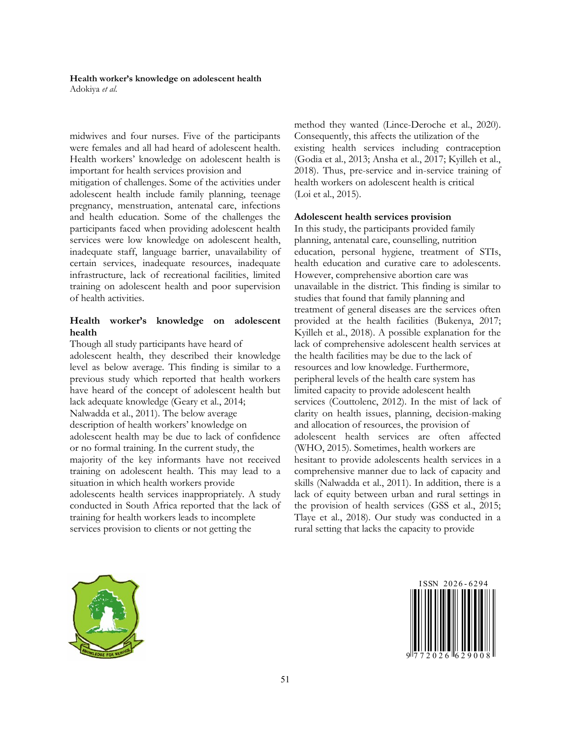midwives and four nurses. Five of the participants were females and all had heard of adolescent health. Health workers' knowledge on adolescent health is important for health services provision and mitigation of challenges. Some of the activities under adolescent health include family planning, teenage pregnancy, menstruation, antenatal care, infections and health education. Some of the challenges the participants faced when providing adolescent health services were low knowledge on adolescent health, inadequate staff, language barrier, unavailability of certain services, inadequate resources, inadequate infrastructure, lack of recreational facilities, limited training on adolescent health and poor supervision of health activities.

### Health worker's knowledge on adolescent health

Though all study participants have heard of adolescent health, they described their knowledge level as below average. This finding is similar to a previous study which reported that health workers have heard of the concept of adolescent health but lack adequate knowledge (Geary et al., 2014; Nalwadda et al., 2011). The below average description of health workers' knowledge on adolescent health may be due to lack of confidence or no formal training. In the current study, the majority of the key informants have not received training on adolescent health. This may lead to a situation in which health workers provide adolescents health services inappropriately. A study conducted in South Africa reported that the lack of training for health workers leads to incomplete services provision to clients or not getting the method they wanted (Lince-Deroche et al., 2020). Consequently, this affects the utilization of the existing health services including contraception (Godia et al., 2013; Ansha et al., 2017; Kyilleh et al., 2018). Thus, pre-service and in-service training of health workers on adolescent health is critical (Loi et al., 2015).

### Adolescent health services provision

In this study, the participants provided family planning, antenatal care, counselling, nutrition education, personal hygiene, treatment of STIs, health education and curative care to adolescents. However, comprehensive abortion care was unavailable in the district. This finding is similar to studies that found that family planning and treatment of general diseases are the services often provided at the health facilities (Bukenya, 2017; Kyilleh et al., 2018). A possible explanation for the lack of comprehensive adolescent health services at the health facilities may be due to the lack of resources and low knowledge. Furthermore, peripheral levels of the health care system has limited capacity to provide adolescent health services (Couttolenc, 2012). In the mist of lack of clarity on health issues, planning, decision-making and allocation of resources, the provision of adolescent health services are often affected (WHO, 2015). Sometimes, health workers are hesitant to provide adolescents health services in a comprehensive manner due to lack of capacity and skills (Nalwadda et al., 2011). In addition, there is a lack of equity between urban and rural settings in the provision of health services (GSS et al., 2015; Tlaye et al., 2018). Our study was conducted in a rural setting that lacks the capacity to provide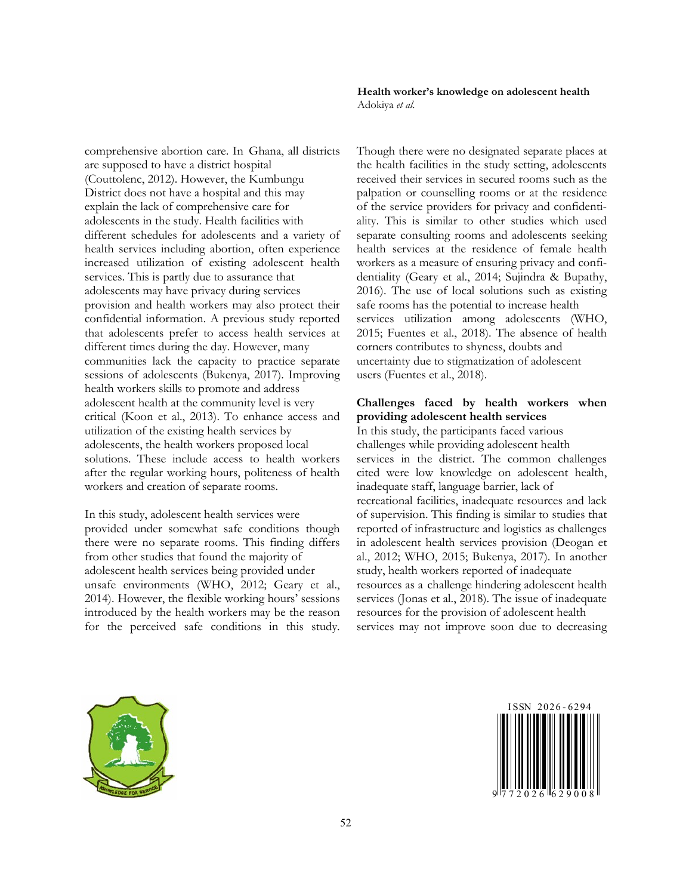comprehensive abortion care. In Ghana, all districts are supposed to have a district hospital (Couttolenc, 2012). However, the Kumbungu District does not have a hospital and this may explain the lack of comprehensive care for adolescents in the study. Health facilities with different schedules for adolescents and a variety of health services including abortion, often experience increased utilization of existing adolescent health services. This is partly due to assurance that adolescents may have privacy during services provision and health workers may also protect their confidential information. A previous study reported that adolescents prefer to access health services at different times during the day. However, many communities lack the capacity to practice separate sessions of adolescents (Bukenya, 2017). Improving health workers skills to promote and address adolescent health at the community level is very critical (Koon et al., 2013). To enhance access and utilization of the existing health services by adolescents, the health workers proposed local solutions. These include access to health workers after the regular working hours, politeness of health workers and creation of separate rooms.

In this study, adolescent health services were provided under somewhat safe conditions though there were no separate rooms. This finding differs from other studies that found the majority of adolescent health services being provided under unsafe environments (WHO, 2012; Geary et al., 2014). However, the flexible working hours' sessions introduced by the health workers may be the reason for the perceived safe conditions in this study. Though there were no designated separate places at the health facilities in the study setting, adolescents received their services in secured rooms such as the palpation or counselling rooms or at the residence of the service providers for privacy and confidentiality. This is similar to other studies which used separate consulting rooms and adolescents seeking health services at the residence of female health workers as a measure of ensuring privacy and confidentiality (Geary et al., 2014; Sujindra & Bupathy, 2016). The use of local solutions such as existing safe rooms has the potential to increase health services utilization among adolescents (WHO, 2015; Fuentes et al., 2018). The absence of health corners contributes to shyness, doubts and uncertainty due to stigmatization of adolescent users (Fuentes et al., 2018).

**Challenges faced by health workers when providing adolescent health services**

In this study, the participants faced various challenges while providing adolescent health services in the district. The common challenges cited were low knowledge on adolescent health, inadequate staff, language barrier, lack of recreational facilities, inadequate resources and lack of supervision. This finding is similar to studies that reported of infrastructure and logistics as challenges in adolescent health services provision (Deogan et al., 2012; WHO, 2015; Bukenya, 2017). In another study, health workers reported of inadequate resources as a challenge hindering adolescent health services (Jonas et al., 2018). The issue of inadequate resources for the provision of adolescent health services may not improve soon due to decreasing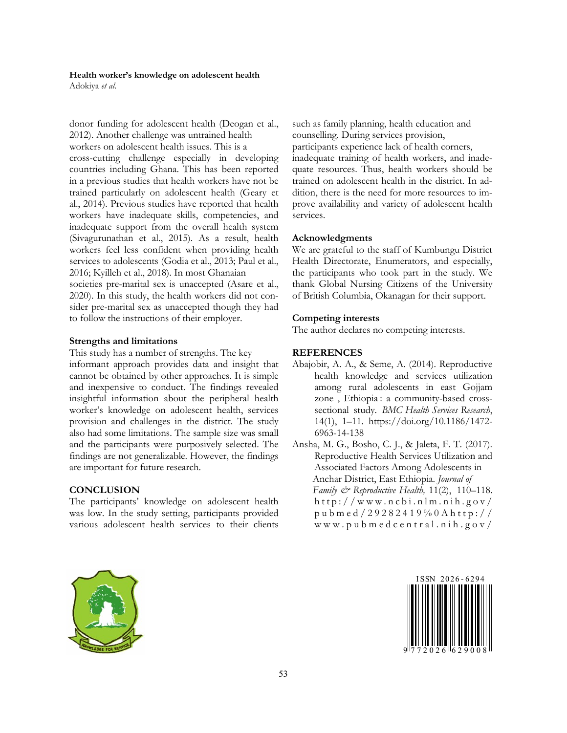donor funding for adolescent health (Deogan et al., 2012). Another challenge was untrained health workers on adolescent health issues. This is a cross-cutting challenge especially in developing countries including Ghana. This has been reported in a previous studies that health workers have not be trained particularly on adolescent health (Geary et al., 2014). Previous studies have reported that health workers have inadequate skills, competencies, and inadequate support from the overall health system (Sivagurunathan et al., 2015). As a result, health workers feel less confident when providing health services to adolescents (Godia et al., 2013; Paul et al., 2016; Kyilleh et al., 2018). In most Ghanaian societies pre-marital sex is unaccepted (Asare et al., 2020). In this study, the health workers did not consider pre-marital sex as unaccepted though they had to follow the instructions of their employer.

### Strengths and limitations

This study has a number of strengths. The key informant approach provides data and insight that cannot be obtained by other approaches. It is simple and inexpensive to conduct. The findings revealed insightful information about the peripheral health worker's knowledge on adolescent health, services provision and challenges in the district. The study also had some limitations. The sample size was small and the participants were purposively selected. The findings are not generalizable. However, the findings are important for future research.

## CONCLUSION

The participants' knowledge on adolescent health was low. In the study setting, participants provided various adolescent health services to their clients such as family planning, health education and counselling. During services provision, participants experience lack of health corners, inadequate training of health workers, and inadequate resources. Thus, health workers should be trained on adolescent health in the district. In addition, there is the need for more resources to improve availability and variety of adolescent health services.

### Acknowledgments

We are grateful to the staff of Kumbungu District Health Directorate, Enumerators, and especially, the participants who took part in the study. We thank Global Nursing Citizens of the University of British Columbia, Okanagan for their support.

### Competing interests

The author declares no competing interests.

## REFERENCES

Abajobir, A. A., & Seme, A. (2014). Reproductive health knowledge and services utilization among rural adolescents in east Gojjam zone , Ethiopia : a community-based cross-sectional study. *BMC Health Services Research*, 14(1), 1–11. https://doi.org/10.1186/1472-6963-14-138

Ansha, M. G., Bosho, C. J., & Jaleta, F. T. (2017). Reproductive Health Services Utilization and Associated Factors Among Adolescents in Anchar District, East Ethiopia. *Journal of Family & Reproductive Health,* 11(2), 110–118. http://www.ncbi.nlm.nih.gov/pubmed/29282419%0Ahttp://www.pubmedcentral.nih.gov/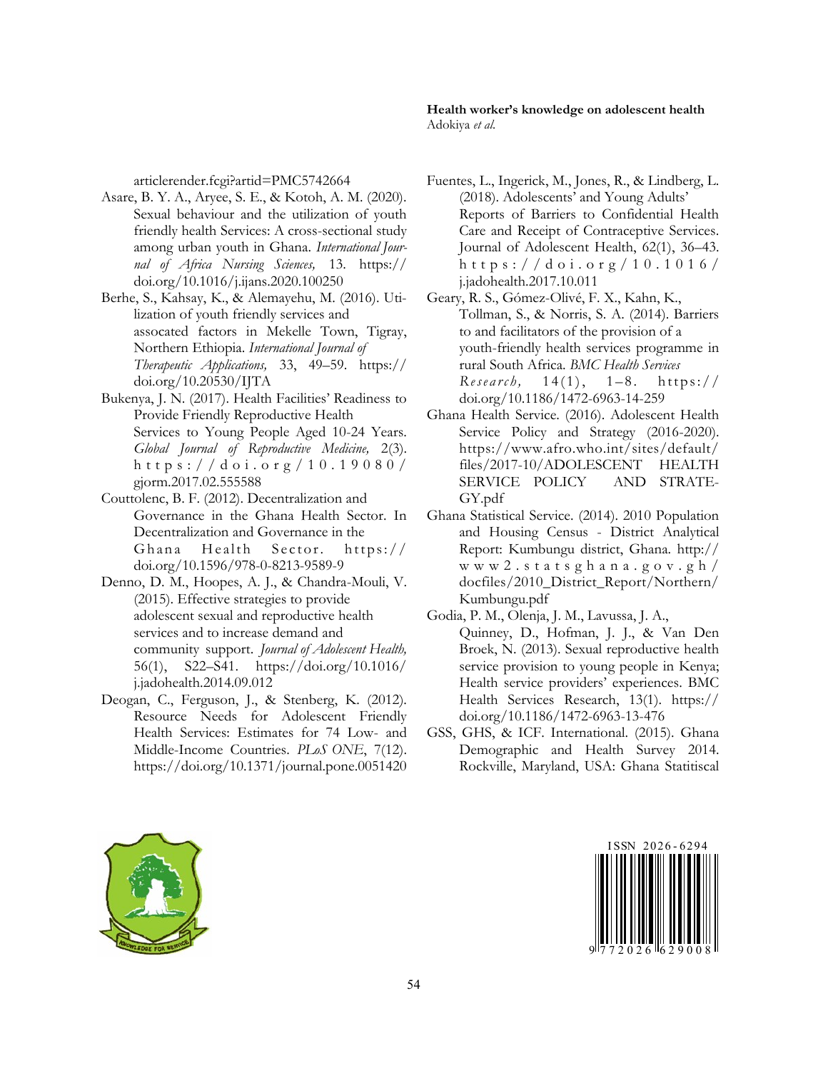articlerender.fcgi?artid=PMC5742664

Asare, B. Y. A., Aryee, S. E., & Kotoh, A. M. (2020). Sexual behaviour and the utilization of youth friendly health Services: A cross-sectional study among urban youth in Ghana. *International Journal of Africa Nursing Sciences,* 13. https://doi.org/10.1016/j.ijans.2020.100250

Berhe, S., Kahsay, K., & Alemayehu, M. (2016). Utilization of youth friendly services and assocated factors in Mekelle Town, Tigray, Northern Ethiopia. *International Journal of Therapeutic Applications,* 33, 49–59. https://doi.org/10.20530/IJTA

Bukenya, J. N. (2017). Health Facilities' Readiness to Provide Friendly Reproductive Health Services to Young People Aged 10-24 Years. *Global Journal of Reproductive Medicine,* 2(3). https://doi.org/10.19080/gjorm.2017.02.555588

Couttolenc, B. F. (2012). Decentralization and Governance in the Ghana Health Sector. In Decentralization and Governance in the Ghana Health Sector. https://doi.org/10.1596/978-0-8213-9589-9

Denno, D. M., Hoopes, A. J., & Chandra-Mouli, V. (2015). Effective strategies to provide adolescent sexual and reproductive health services and to increase demand and community support. *Journal of Adolescent Health,* 56(1), S22–S41. https://doi.org/10.1016/j.jadohealth.2014.09.012

Deogan, C., Ferguson, J., & Stenberg, K. (2012). Resource Needs for Adolescent Friendly Health Services: Estimates for 74 Low- and Middle-Income Countries. *PLoS ONE*, 7(12). https://doi.org/10.1371/journal.pone.0051420

Fuentes, L., Ingerick, M., Jones, R., & Lindberg, L. (2018). Adolescents' and Young Adults' Reports of Barriers to Confidential Health Care and Receipt of Contraceptive Services. Journal of Adolescent Health, 62(1), 36–43. https://doi.org/10.1016/j.jadohealth.2017.10.011

Geary, R. S., Gómez-Olivé, F. X., Kahn, K., Tollman, S., & Norris, S. A. (2014). Barriers to and facilitators of the provision of a youth-friendly health services programme in rural South Africa. *BMC Health Services Research,* 14(1), 1–8. https://doi.org/10.1186/1472-6963-14-259

Ghana Health Service. (2016). Adolescent Health Service Policy and Strategy (2016-2020). https://www.afro.who.int/sites/default/files/2017-10/ADOLESCENT HEALTH SERVICE POLICY AND STRATEGY.pdf

Ghana Statistical Service. (2014). 2010 Population and Housing Census - District Analytical Report: Kumbungu district, Ghana. http://www2.statsghana.gov.gh/docfiles/2010_District_Report/Northern/Kumbungu.pdf

Godia, P. M., Olenja, J. M., Lavussa, J. A., Quinney, D., Hofman, J. J., & Van Den Broek, N. (2013). Sexual reproductive health service provision to young people in Kenya; Health service providers' experiences. BMC Health Services Research, 13(1). https://doi.org/10.1186/1472-6963-13-476

GSS, GHS, & ICF. International. (2015). Ghana Demographic and Health Survey 2014. Rockville, Maryland, USA: Ghana Statitiscal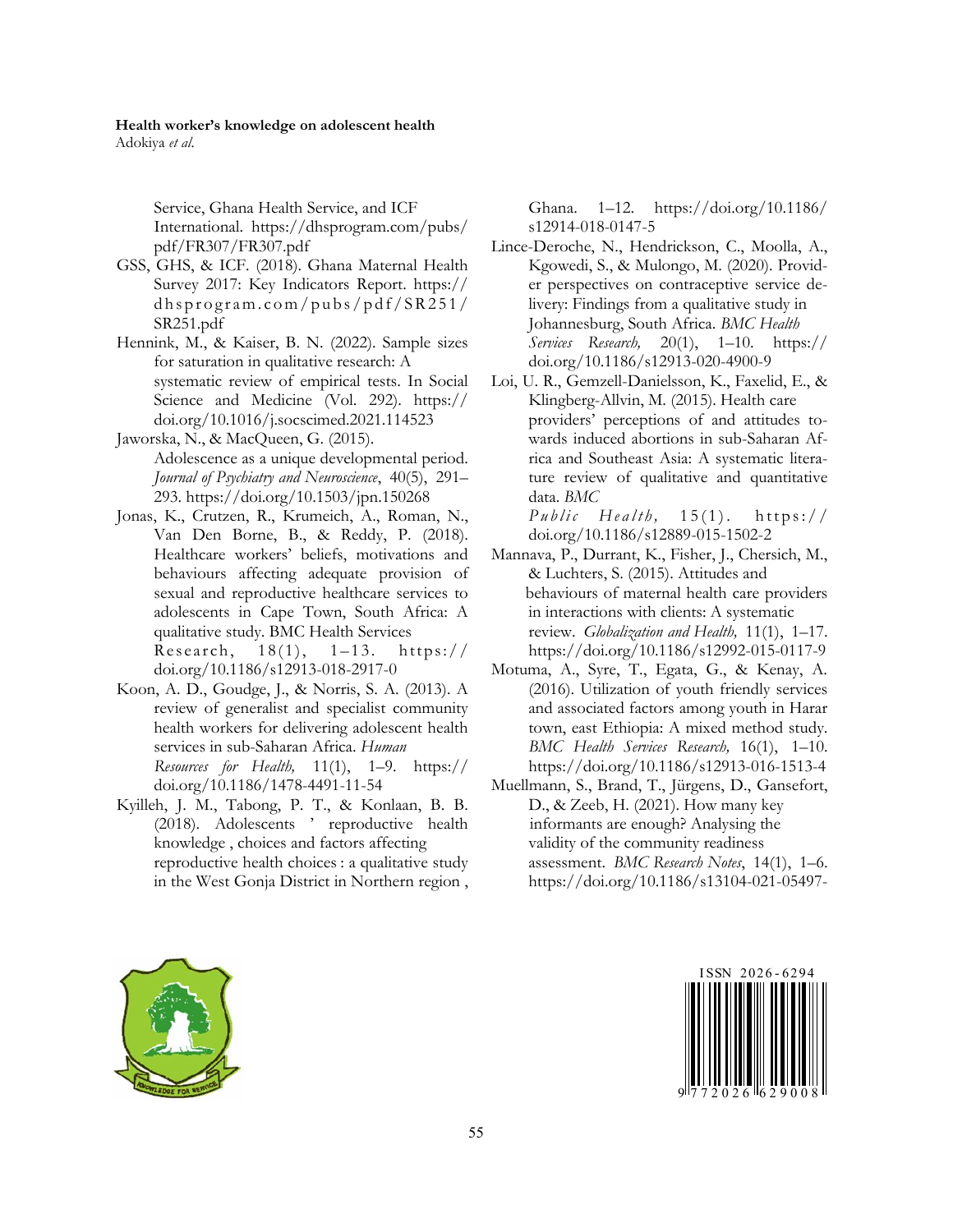Service, Ghana Health Service, and ICF International. https://dhsprogram.com/pubs/pdf/FR307/FR307.pdf

GSS, GHS, & ICF. (2018). Ghana Maternal Health Survey 2017: Key Indicators Report. https://dhsprogram.com/pubs/pdf/SR251/SR251.pdf

Hennink, M., & Kaiser, B. N. (2022). Sample sizes for saturation in qualitative research: A systematic review of empirical tests. In Social Science and Medicine (Vol. 292). https://doi.org/10.1016/j.socscimed.2021.114523

Jaworska, N., & MacQueen, G. (2015). Adolescence as a unique developmental period. *Journal of Psychiatry and Neuroscience*, 40(5), 291–293. https://doi.org/10.1503/jpn.150268

Jonas, K., Crutzen, R., Krumeich, A., Roman, N., Van Den Borne, B., & Reddy, P. (2018). Healthcare workers' beliefs, motivations and behaviours affecting adequate provision of sexual and reproductive healthcare services to adolescents in Cape Town, South Africa: A qualitative study. BMC Health Services Research, 18(1), 1–13. https://doi.org/10.1186/s12913-018-2917-0

Koon, A. D., Goudge, J., & Norris, S. A. (2013). A review of generalist and specialist community health workers for delivering adolescent health services in sub-Saharan Africa. *Human Resources for Health,* 11(1), 1–9. https://doi.org/10.1186/1478-4491-11-54

Kyilleh, J. M., Tabong, P. T., & Konlaan, B. B. (2018). Adolescents ' reproductive health knowledge , choices and factors affecting reproductive health choices : a qualitative study in the West Gonja District in Northern region , Ghana. 1–12. https://doi.org/10.1186/s12914-018-0147-5

Lince-Deroche, N., Hendrickson, C., Moolla, A., Kgowedi, S., & Mulongo, M. (2020). Provider perspectives on contraceptive service delivery: Findings from a qualitative study in Johannesburg, South Africa. *BMC Health Services Research,* 20(1), 1–10. https://doi.org/10.1186/s12913-020-4900-9

Loi, U. R., Gemzell-Danielsson, K., Faxelid, E., & Klingberg-Allvin, M. (2015). Health care providers' perceptions of and attitudes towards induced abortions in sub-Saharan Africa and Southeast Asia: A systematic literature review of qualitative and quantitative data. *BMC Public Health,* 15(1). https://doi.org/10.1186/s12889-015-1502-2

Mannava, P., Durrant, K., Fisher, J., Chersich, M., & Luchters, S. (2015). Attitudes and behaviours of maternal health care providers in interactions with clients: A systematic review. *Globalization and Health,* 11(1), 1–17. https://doi.org/10.1186/s12992-015-0117-9

Motuma, A., Syre, T., Egata, G., & Kenay, A. (2016). Utilization of youth friendly services and associated factors among youth in Harar town, east Ethiopia: A mixed method study. *BMC Health Services Research,* 16(1), 1–10. https://doi.org/10.1186/s12913-016-1513-4

Muellmann, S., Brand, T., Jürgens, D., Gansefort, D., & Zeeb, H. (2021). How many key informants are enough? Analysing the validity of the community readiness assessment. *BMC Research Notes*, 14(1), 1–6. https://doi.org/10.1186/s13104-021-05497-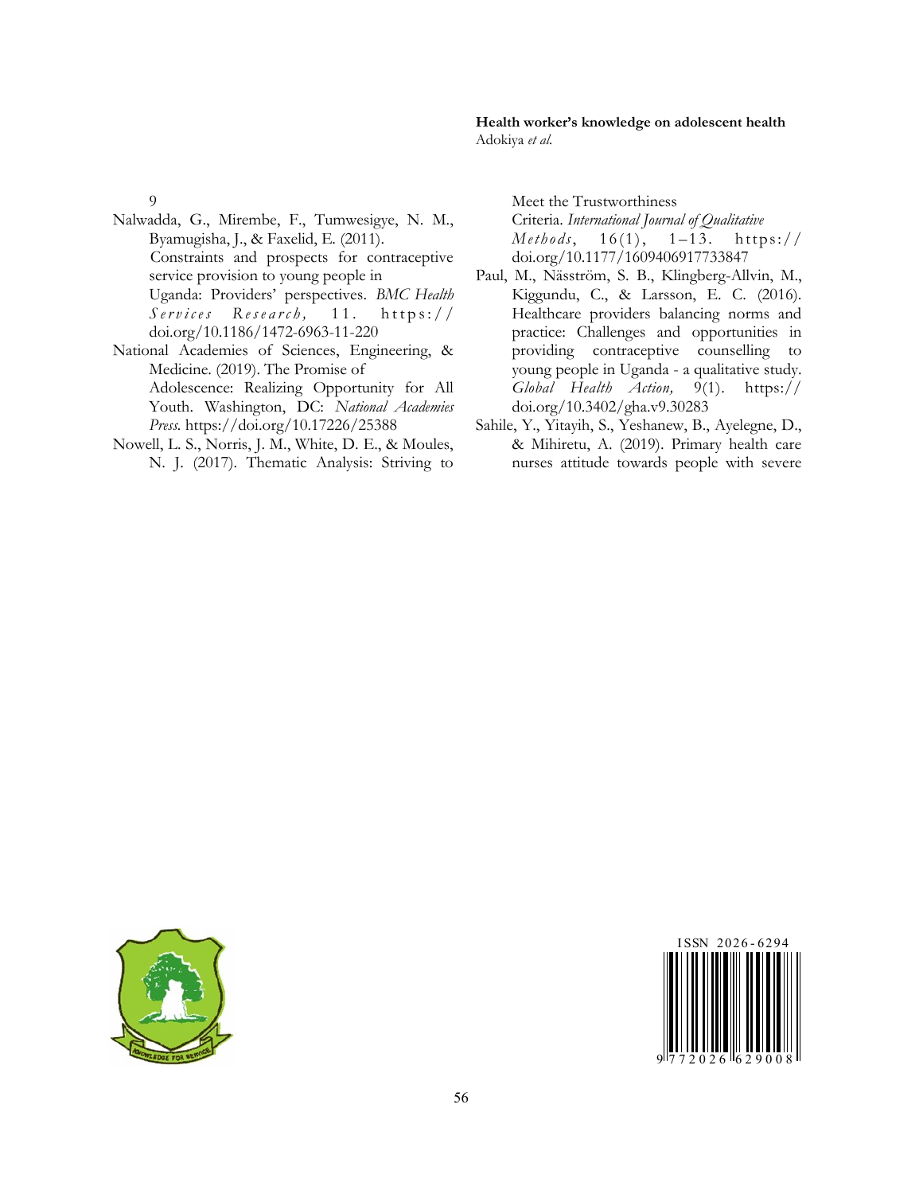9

Nalwadda, G., Mirembe, F., Tumwesigye, N. M., Byamugisha, J., & Faxelid, E. (2011). Constraints and prospects for contraceptive service provision to young people in Uganda: Providers' perspectives. *BMC Health Services Research,* 11. https://doi.org/10.1186/1472-6963-11-220

National Academies of Sciences, Engineering, & Medicine. (2019). The Promise of Adolescence: Realizing Opportunity for All Youth. Washington, DC: *National Academies Press.* https://doi.org/10.17226/25388

Nowell, L. S., Norris, J. M., White, D. E., & Moules, N. J. (2017). Thematic Analysis: Striving to Meet the Trustworthiness Criteria. *International Journal of Qualitative Methods*, 16(1), 1–13. https://doi.org/10.1177/1609406917733847

Paul, M., Násström, S. B., Klingberg-Allvin, M., Kiggundu, C., & Larsson, E. C. (2016). Healthcare providers balancing norms and practice: Challenges and opportunities in providing contraceptive counselling to young people in Uganda - a qualitative study. *Global Health Action,* 9(1). https://doi.org/10.3402/gha.v9.30283

Sahile, Y., Yitayih, S., Yeshanew, B., Ayelegne, D., & Mihiretu, A. (2019). Primary health care nurses attitude towards people with severe

ISSN 2026-6294